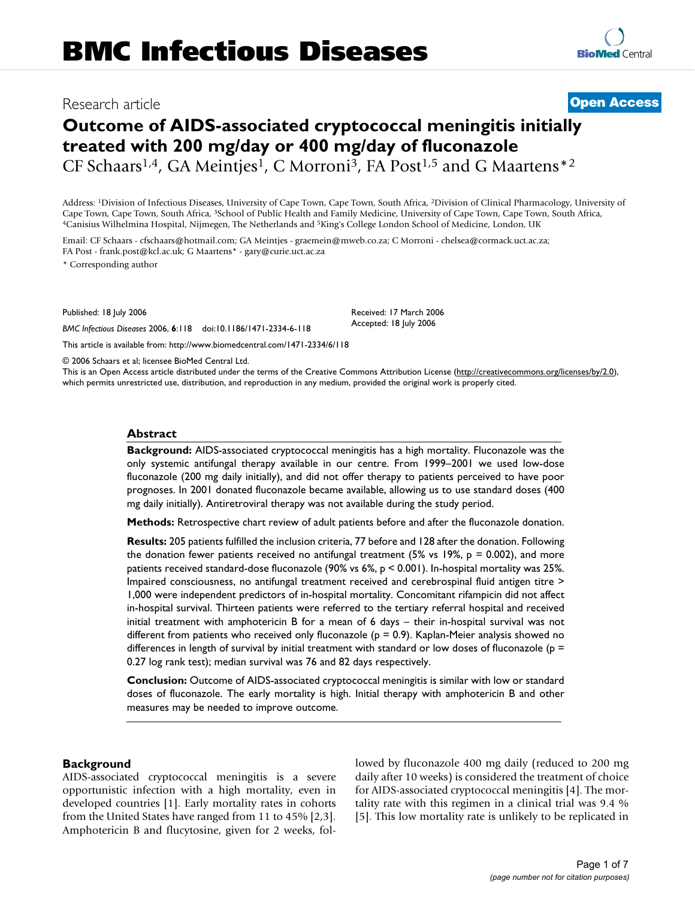# BMC Infectious Diseases

Research article **Open Access**

# Outcome of AIDS-associated cryptococcal meningitis initially treated with 200 mg/day or 400 mg/day of fluconazole

CF Schaars[1,4], GA Meintjes[1], C Morroni[3], FA Post[1,5] and G Maartens*[2]

Address: [1]Division of Infectious Diseases, University of Cape Town, Cape Town, South Africa, [2]Division of Clinical Pharmacology, University of Cape Town, Cape Town, South Africa, [3]School of Public Health and Family Medicine, University of Cape Town, Cape Town, South Africa, [4]Canisius Wilhelmina Hospital, Nijmegen, The Netherlands and [5]King's College London School of Medicine, London, UK

Email: CF Schaars - cfschaars@hotmail.com; GA Meintjes - graemein@mweb.co.za; C Morroni - chelsea@cormack.uct.ac.za; FA Post - frank.post@kcl.ac.uk; G Maartens* - gary@curie.uct.ac.za

* Corresponding author

Published: 18 July 2006

*BMC Infectious Diseases* 2006, **6**:118 doi:10.1186/1471-2334-6-118

Received: 17 March 2006
Accepted: 18 July 2006

This article is available from: http://www.biomedcentral.com/1471-2334/6/118

© 2006 Schaars et al; licensee BioMed Central Ltd.

This is an Open Access article distributed under the terms of the Creative Commons Attribution License (http://creativecommons.org/licenses/by/2.0), which permits unrestricted use, distribution, and reproduction in any medium, provided the original work is properly cited.

## Abstract

**Background:** AIDS-associated cryptococcal meningitis has a high mortality. Fluconazole was the only systemic antifungal therapy available in our centre. From 1999–2001 we used low-dose fluconazole (200 mg daily initially), and did not offer therapy to patients perceived to have poor prognoses. In 2001 donated fluconazole became available, allowing us to use standard doses (400 mg daily initially). Antiretroviral therapy was not available during the study period.

**Methods:** Retrospective chart review of adult patients before and after the fluconazole donation.

**Results:** 205 patients fulfilled the inclusion criteria, 77 before and 128 after the donation. Following the donation fewer patients received no antifungal treatment (5% vs 19%, $p = 0.002$), and more patients received standard-dose fluconazole (90% vs 6%, $p < 0.001$). In-hospital mortality was 25%. Impaired consciousness, no antifungal treatment received and cerebrospinal fluid antigen titre > 1,000 were independent predictors of in-hospital mortality. Concomitant rifampicin did not affect in-hospital survival. Thirteen patients were referred to the tertiary referral hospital and received initial treatment with amphotericin B for a mean of 6 days – their in-hospital survival was not different from patients who received only fluconazole ($p = 0.9$). Kaplan-Meier analysis showed no differences in length of survival by initial treatment with standard or low doses of fluconazole ($p = 0.27$ log rank test); median survival was 76 and 82 days respectively.

**Conclusion:** Outcome of AIDS-associated cryptococcal meningitis is similar with low or standard doses of fluconazole. The early mortality is high. Initial therapy with amphotericin B and other measures may be needed to improve outcome.

## Background

AIDS-associated cryptococcal meningitis is a severe opportunistic infection with a high mortality, even in developed countries [1]. Early mortality rates in cohorts from the United States have ranged from 11 to 45% [2,3]. Amphotericin B and flucytosine, given for 2 weeks, followed by fluconazole 400 mg daily (reduced to 200 mg daily after 10 weeks) is considered the treatment of choice for AIDS-associated cryptococcal meningitis [4]. The mortality rate with this regimen in a clinical trial was 9.4 % [5]. This low mortality rate is unlikely to be replicated in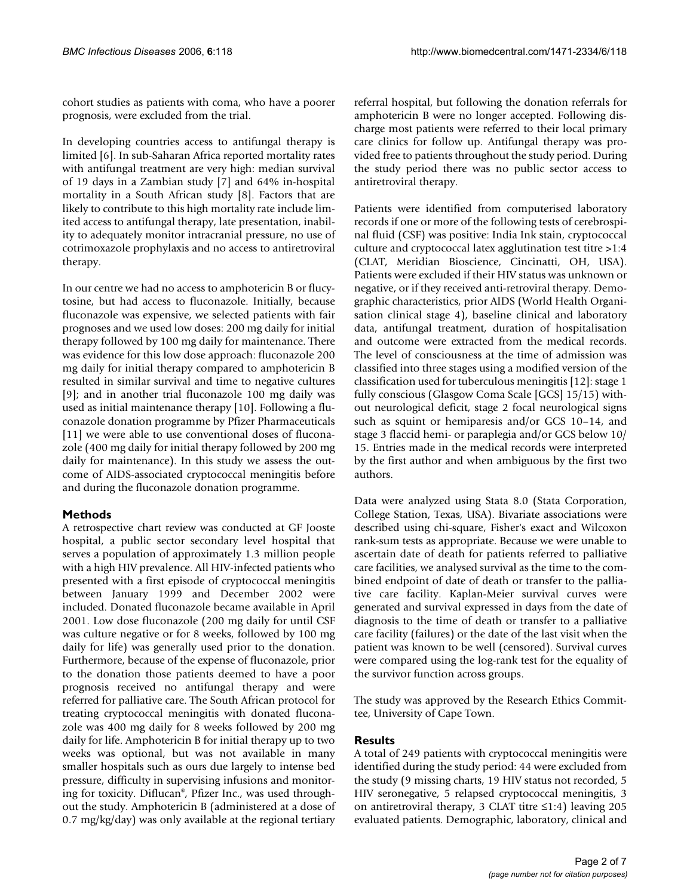cohort studies as patients with coma, who have a poorer prognosis, were excluded from the trial.

In developing countries access to antifungal therapy is limited [6]. In sub-Saharan Africa reported mortality rates with antifungal treatment are very high: median survival of 19 days in a Zambian study [7] and 64% in-hospital mortality in a South African study [8]. Factors that are likely to contribute to this high mortality rate include limited access to antifungal therapy, late presentation, inability to adequately monitor intracranial pressure, no use of cotrimoxazole prophylaxis and no access to antiretroviral therapy.

In our centre we had no access to amphotericin B or flucytosine, but had access to fluconazole. Initially, because fluconazole was expensive, we selected patients with fair prognoses and we used low doses: 200 mg daily for initial therapy followed by 100 mg daily for maintenance. There was evidence for this low dose approach: fluconazole 200 mg daily for initial therapy compared to amphotericin B resulted in similar survival and time to negative cultures [9]; and in another trial fluconazole 100 mg daily was used as initial maintenance therapy [10]. Following a fluconazole donation programme by Pfizer Pharmaceuticals [11] we were able to use conventional doses of fluconazole (400 mg daily for initial therapy followed by 200 mg daily for maintenance). In this study we assess the outcome of AIDS-associated cryptococcal meningitis before and during the fluconazole donation programme.

## Methods

A retrospective chart review was conducted at GF Jooste hospital, a public sector secondary level hospital that serves a population of approximately 1.3 million people with a high HIV prevalence. All HIV-infected patients who presented with a first episode of cryptococcal meningitis between January 1999 and December 2002 were included. Donated fluconazole became available in April 2001. Low dose fluconazole (200 mg daily for until CSF was culture negative or for 8 weeks, followed by 100 mg daily for life) was generally used prior to the donation. Furthermore, because of the expense of fluconazole, prior to the donation those patients deemed to have a poor prognosis received no antifungal therapy and were referred for palliative care. The South African protocol for treating cryptococcal meningitis with donated fluconazole was 400 mg daily for 8 weeks followed by 200 mg daily for life. Amphotericin B for initial therapy up to two weeks was optional, but was not available in many smaller hospitals such as ours due largely to intense bed pressure, difficulty in supervising infusions and monitoring for toxicity. Diflucan®, Pfizer Inc., was used throughout the study. Amphotericin B (administered at a dose of 0.7 mg/kg/day) was only available at the regional tertiary referral hospital, but following the donation referrals for amphotericin B were no longer accepted. Following discharge most patients were referred to their local primary care clinics for follow up. Antifungal therapy was provided free to patients throughout the study period. During the study period there was no public sector access to antiretroviral therapy.

Patients were identified from computerised laboratory records if one or more of the following tests of cerebrospinal fluid (CSF) was positive: India Ink stain, cryptococcal culture and cryptococcal latex agglutination test titre >1:4 (CLAT, Meridian Bioscience, Cincinatti, OH, USA). Patients were excluded if their HIV status was unknown or negative, or if they received anti-retroviral therapy. Demographic characteristics, prior AIDS (World Health Organisation clinical stage 4), baseline clinical and laboratory data, antifungal treatment, duration of hospitalisation and outcome were extracted from the medical records. The level of consciousness at the time of admission was classified into three stages using a modified version of the classification used for tuberculous meningitis [12]: stage 1 fully conscious (Glasgow Coma Scale [GCS] 15/15) without neurological deficit, stage 2 focal neurological signs such as squint or hemiparesis and/or GCS 10–14, and stage 3 flaccid hemi- or paraplegia and/or GCS below 10/15. Entries made in the medical records were interpreted by the first author and when ambiguous by the first two authors.

Data were analyzed using Stata 8.0 (Stata Corporation, College Station, Texas, USA). Bivariate associations were described using chi-square, Fisher's exact and Wilcoxon rank-sum tests as appropriate. Because we were unable to ascertain date of death for patients referred to palliative care facilities, we analysed survival as the time to the combined endpoint of date of death or transfer to the palliative care facility. Kaplan-Meier survival curves were generated and survival expressed in days from the date of diagnosis to the time of death or transfer to a palliative care facility (failures) or the date of the last visit when the patient was known to be well (censored). Survival curves were compared using the log-rank test for the equality of the survivor function across groups.

The study was approved by the Research Ethics Committee, University of Cape Town.

## Results

A total of 249 patients with cryptococcal meningitis were identified during the study period: 44 were excluded from the study (9 missing charts, 19 HIV status not recorded, 5 HIV seronegative, 5 relapsed cryptococcal meningitis, 3 on antiretroviral therapy, 3 CLAT titre ≤1:4) leaving 205 evaluated patients. Demographic, laboratory, clinical and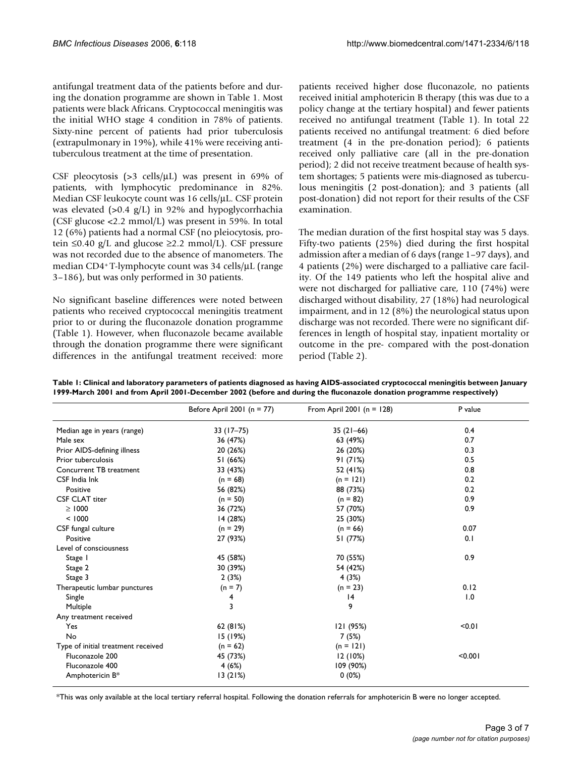antifungal treatment data of the patients before and during the donation programme are shown in Table 1. Most patients were black Africans. Cryptococcal meningitis was the initial WHO stage 4 condition in 78% of patients. Sixty-nine percent of patients had prior tuberculosis (extrapulmonary in 19%), while 41% were receiving antituberculous treatment at the time of presentation.

CSF pleocytosis (>3 cells/μL) was present in 69% of patients, with lymphocytic predominance in 82%. Median CSF leukocyte count was 16 cells/μL. CSF protein was elevated (>0.4 g/L) in 92% and hypoglycorrhachia (CSF glucose <2.2 mmol/L) was present in 59%. In total 12 (6%) patients had a normal CSF (no pleiocytosis, protein ≤0.40 g/L and glucose ≥2.2 mmol/L). CSF pressure was not recorded due to the absence of manometers. The median CD4+ T-lymphocyte count was 34 cells/μL (range 3–186), but was only performed in 30 patients.

No significant baseline differences were noted between patients who received cryptococcal meningitis treatment prior to or during the fluconazole donation programme (Table 1). However, when fluconazole became available through the donation programme there were significant differences in the antifungal treatment received: more patients received higher dose fluconazole, no patients received initial amphotericin B therapy (this was due to a policy change at the tertiary hospital) and fewer patients received no antifungal treatment (Table 1). In total 22 patients received no antifungal treatment: 6 died before treatment (4 in the pre-donation period); 6 patients received only palliative care (all in the pre-donation period); 2 did not receive treatment because of health system shortages; 5 patients were mis-diagnosed as tuberculous meningitis (2 post-donation); and 3 patients (all post-donation) did not report for their results of the CSF examination.

The median duration of the first hospital stay was 5 days. Fifty-two patients (25%) died during the first hospital admission after a median of 6 days (range 1–97 days), and 4 patients (2%) were discharged to a palliative care facility. Of the 149 patients who left the hospital alive and were not discharged for palliative care, 110 (74%) were discharged without disability, 27 (18%) had neurological impairment, and in 12 (8%) the neurological status upon discharge was not recorded. There were no significant differences in length of hospital stay, inpatient mortality or outcome in the pre- compared with the post-donation period (Table 2).

**Table 1: Clinical and laboratory parameters of patients diagnosed as having AIDS-associated cryptococcal meningitis between January 1999-March 2001 and from April 2001-December 2002 (before and during the fluconazole donation programme respectively)**

| | Before April 2001 (n = 77) | From April 2001 (n = 128) | P value |
|---|---|---|---|
| Median age in years (range) | 33 (17–75) | 35 (21–66) | 0.4 |
| Male sex | 36 (47%) | 63 (49%) | 0.7 |
| Prior AIDS-defining illness | 20 (26%) | 26 (20%) | 0.3 |
| Prior tuberculosis | 51 (66%) | 91 (71%) | 0.5 |
| Concurrent TB treatment | 33 (43%) | 52 (41%) | 0.8 |
| CSF India Ink | (n = 68) | (n = 121) | 0.2 |
| Positive | 56 (82%) | 88 (73%) | 0.2 |
| CSF CLAT titer | (n = 50) | (n = 82) | 0.9 |
| ≥ 1000 | 36 (72%) | 57 (70%) | 0.9 |
| < 1000 | 14 (28%) | 25 (30%) | |
| CSF fungal culture | (n = 29) | (n = 66) | 0.07 |
| Positive | 27 (93%) | 51 (77%) | 0.1 |
| Level of consciousness | | | |
| Stage 1 | 45 (58%) | 70 (55%) | 0.9 |
| Stage 2 | 30 (39%) | 54 (42%) | |
| Stage 3 | 2 (3%) | 4 (3%) | |
| Therapeutic lumbar punctures | (n = 7) | (n = 23) | 0.12 |
| Single | 4 | 14 | 1.0 |
| Multiple | 3 | 9 | |
| Any treatment received | | | |
| Yes | 62 (81%) | 121 (95%) | <0.01 |
| No | 15 (19%) | 7 (5%) | |
| Type of initial treatment received | (n = 62) | (n = 121) | |
| Fluconazole 200 | 45 (73%) | 12 (10%) | <0.001 |
| Fluconazole 400 | 4 (6%) | 109 (90%) | |
| Amphotericin B* | 13 (21%) | 0 (0%) | |

*This was only available at the local tertiary referral hospital. Following the donation referrals for amphotericin B were no longer accepted.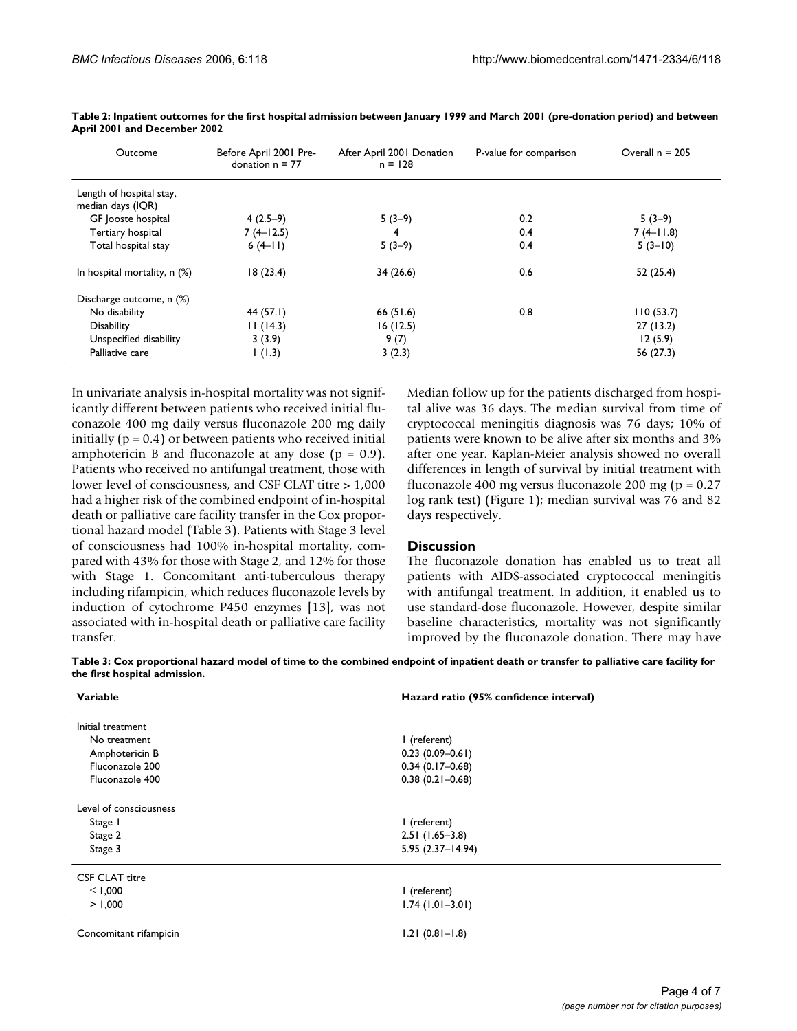**Table 2: Inpatient outcomes for the first hospital admission between January 1999 and March 2001 (pre-donation period) and between April 2001 and December 2002**

| Outcome | Before April 2001 Pre-donation n = 77 | After April 2001 Donation n = 128 | P-value for comparison | Overall n = 205 |
|---|---|---|---|---|
| Length of hospital stay, median days (IQR) | | | | |
| GF Jooste hospital | 4 (2.5–9) | 5 (3–9) | 0.2 | 5 (3–9) |
| Tertiary hospital | 7 (4–12.5) | 4 | 0.4 | 7 (4–11.8) |
| Total hospital stay | 6 (4–11) | 5 (3–9) | 0.4 | 5 (3–10) |
| In hospital mortality, n (%) | 18 (23.4) | 34 (26.6) | 0.6 | 52 (25.4) |
| Discharge outcome, n (%) | | | | |
| No disability | 44 (57.1) | 66 (51.6) | 0.8 | 110 (53.7) |
| Disability | 11 (14.3) | 16 (12.5) | | 27 (13.2) |
| Unspecified disability | 3 (3.9) | 9 (7) | | 12 (5.9) |
| Palliative care | 1 (1.3) | 3 (2.3) | | 56 (27.3) |

In univariate analysis in-hospital mortality was not significantly different between patients who received initial fluconazole 400 mg daily versus fluconazole 200 mg daily initially ($p = 0.4$) or between patients who received initial amphotericin B and fluconazole at any dose ($p = 0.9$). Patients who received no antifungal treatment, those with lower level of consciousness, and CSF CLAT titre > 1,000 had a higher risk of the combined endpoint of in-hospital death or palliative care facility transfer in the Cox proportional hazard model (Table 3). Patients with Stage 3 level of consciousness had 100% in-hospital mortality, compared with 43% for those with Stage 2, and 12% for those with Stage 1. Concomitant anti-tuberculous therapy including rifampicin, which reduces fluconazole levels by induction of cytochrome P450 enzymes [13], was not associated with in-hospital death or palliative care facility transfer.

Median follow up for the patients discharged from hospital alive was 36 days. The median survival from time of cryptococcal meningitis diagnosis was 76 days; 10% of patients were known to be alive after six months and 3% after one year. Kaplan-Meier analysis showed no overall differences in length of survival by initial treatment with fluconazole 400 mg versus fluconazole 200 mg ($p = 0.27$ log rank test) (Figure 1); median survival was 76 and 82 days respectively.

## Discussion

The fluconazole donation has enabled us to treat all patients with AIDS-associated cryptococcal meningitis with antifungal treatment. In addition, it enabled us to use standard-dose fluconazole. However, despite similar baseline characteristics, mortality was not significantly improved by the fluconazole donation. There may have

**Table 3: Cox proportional hazard model of time to the combined endpoint of inpatient death or transfer to palliative care facility for the first hospital admission.**

| Variable | Hazard ratio (95% confidence interval) |
|---|---|
| Initial treatment | |
| No treatment | 1 (referent) |
| Amphotericin B | 0.23 (0.09–0.61) |
| Fluconazole 200 | 0.34 (0.17–0.68) |
| Fluconazole 400 | 0.38 (0.21–0.68) |
| Level of consciousness | |
| Stage 1 | 1 (referent) |
| Stage 2 | 2.51 (1.65–3.8) |
| Stage 3 | 5.95 (2.37–14.94) |
| CSF CLAT titre | |
| ≤ 1,000 | 1 (referent) |
| > 1,000 | 1.74 (1.01–3.01) |
| Concomitant rifampicin | 1.21 (0.81–1.8) |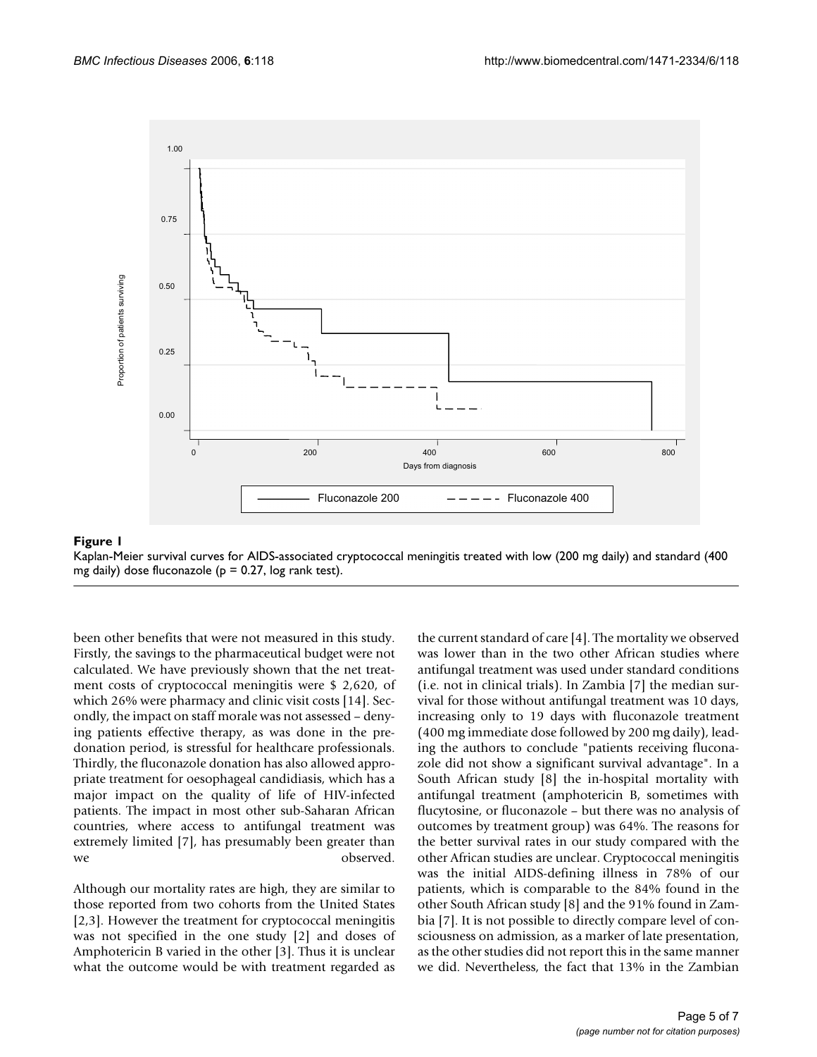**Figure 1**

Kaplan-Meier survival curves for AIDS-associated cryptococcal meningitis treated with low (200 mg daily) and standard (400 mg daily) dose fluconazole (p = 0.27, log rank test).

been other benefits that were not measured in this study. Firstly, the savings to the pharmaceutical budget were not calculated. We have previously shown that the net treatment costs of cryptococcal meningitis were $ 2,620, of which 26% were pharmacy and clinic visit costs [14]. Secondly, the impact on staff morale was not assessed – denying patients effective therapy, as was done in the pre-donation period, is stressful for healthcare professionals. Thirdly, the fluconazole donation has also allowed appropriate treatment for oesophageal candidiasis, which has a major impact on the quality of life of HIV-infected patients. The impact in most other sub-Saharan African countries, where access to antifungal treatment was extremely limited [7], has presumably been greater than we observed.

Although our mortality rates are high, they are similar to those reported from two cohorts from the United States [2,3]. However the treatment for cryptococcal meningitis was not specified in the one study [2] and doses of Amphotericin B varied in the other [3]. Thus it is unclear what the outcome would be with treatment regarded as the current standard of care [4]. The mortality we observed was lower than in the two other African studies where antifungal treatment was used under standard conditions (i.e. not in clinical trials). In Zambia [7] the median survival for those without antifungal treatment was 10 days, increasing only to 19 days with fluconazole treatment (400 mg immediate dose followed by 200 mg daily), leading the authors to conclude "patients receiving fluconazole did not show a significant survival advantage". In a South African study [8] the in-hospital mortality with antifungal treatment (amphotericin B, sometimes with flucytosine, or fluconazole – but there was no analysis of outcomes by treatment group) was 64%. The reasons for the better survival rates in our study compared with the other African studies are unclear. Cryptococcal meningitis was the initial AIDS-defining illness in 78% of our patients, which is comparable to the 84% found in the other South African study [8] and the 91% found in Zambia [7]. It is not possible to directly compare level of consciousness on admission, as a marker of late presentation, as the other studies did not report this in the same manner we did. Nevertheless, the fact that 13% in the Zambian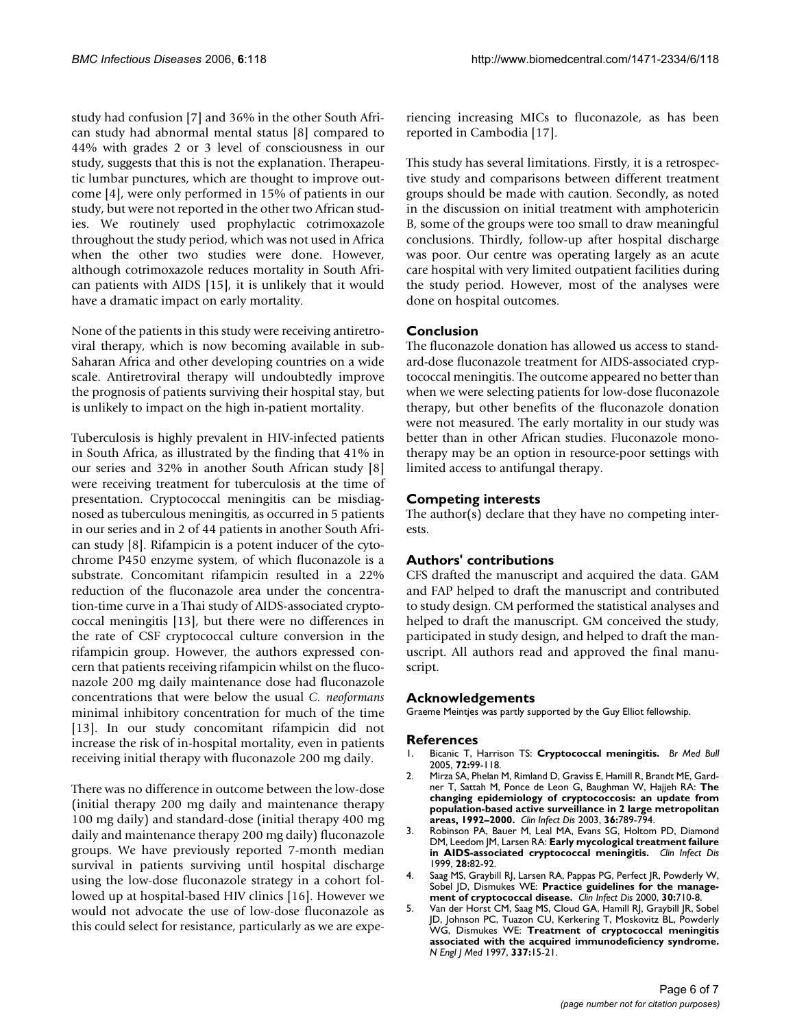study had confusion [7] and 36% in the other South African study had abnormal mental status [8] compared to 44% with grades 2 or 3 level of consciousness in our study, suggests that this is not the explanation. Therapeutic lumbar punctures, which are thought to improve outcome [4], were only performed in 15% of patients in our study, but were not reported in the other two African studies. We routinely used prophylactic cotrimoxazole throughout the study period, which was not used in Africa when the other two studies were done. However, although cotrimoxazole reduces mortality in South African patients with AIDS [15], it is unlikely that it would have a dramatic impact on early mortality.

None of the patients in this study were receiving antiretroviral therapy, which is now becoming available in sub-Saharan Africa and other developing countries on a wide scale. Antiretroviral therapy will undoubtedly improve the prognosis of patients surviving their hospital stay, but is unlikely to impact on the high in-patient mortality.

Tuberculosis is highly prevalent in HIV-infected patients in South Africa, as illustrated by the finding that 41% in our series and 32% in another South African study [8] were receiving treatment for tuberculosis at the time of presentation. Cryptococcal meningitis can be misdiagnosed as tuberculous meningitis, as occurred in 5 patients in our series and in 2 of 44 patients in another South African study [8]. Rifampicin is a potent inducer of the cytochrome P450 enzyme system, of which fluconazole is a substrate. Concomitant rifampicin resulted in a 22% reduction of the fluconazole area under the concentration-time curve in a Thai study of AIDS-associated cryptococcal meningitis [13], but there were no differences in the rate of CSF cryptococcal culture conversion in the rifampicin group. However, the authors expressed concern that patients receiving rifampicin whilst on the fluconazole 200 mg daily maintenance dose had fluconazole concentrations that were below the usual *C. neoformans* minimal inhibitory concentration for much of the time [13]. In our study concomitant rifampicin did not increase the risk of in-hospital mortality, even in patients receiving initial therapy with fluconazole 200 mg daily.

There was no difference in outcome between the low-dose (initial therapy 200 mg daily and maintenance therapy 100 mg daily) and standard-dose (initial therapy 400 mg daily and maintenance therapy 200 mg daily) fluconazole groups. We have previously reported 7-month median survival in patients surviving until hospital discharge using the low-dose fluconazole strategy in a cohort followed up at hospital-based HIV clinics [16]. However we would not advocate the use of low-dose fluconazole as this could select for resistance, particularly as we are experiencing increasing MICs to fluconazole, as has been reported in Cambodia [17].

This study has several limitations. Firstly, it is a retrospective study and comparisons between different treatment groups should be made with caution. Secondly, as noted in the discussion on initial treatment with amphotericin B, some of the groups were too small to draw meaningful conclusions. Thirdly, follow-up after hospital discharge was poor. Our centre was operating largely as an acute care hospital with very limited outpatient facilities during the study period. However, most of the analyses were done on hospital outcomes.

## Conclusion

The fluconazole donation has allowed us access to standard-dose fluconazole treatment for AIDS-associated cryptococcal meningitis. The outcome appeared no better than when we were selecting patients for low-dose fluconazole therapy, but other benefits of the fluconazole donation were not measured. The early mortality in our study was better than in other African studies. Fluconazole monotherapy may be an option in resource-poor settings with limited access to antifungal therapy.

## Competing interests

The author(s) declare that they have no competing interests.

## Authors' contributions

CFS drafted the manuscript and acquired the data. GAM and FAP helped to draft the manuscript and contributed to study design. CM performed the statistical analyses and helped to draft the manuscript. GM conceived the study, participated in study design, and helped to draft the manuscript. All authors read and approved the final manuscript.

## Acknowledgements

Graeme Meintjes was partly supported by the Guy Elliot fellowship.

## References

1. Bicanic T, Harrison TS: **Cryptococcal meningitis.** *Br Med Bull* 2005, **72:**99-118.
2. Mirza SA, Phelan M, Rimland D, Graviss E, Hamill R, Brandt ME, Gardner T, Sattah M, Ponce de Leon G, Baughman W, Hajjeh RA: **The changing epidemiology of cryptococcosis: an update from population-based active surveillance in 2 large metropolitan areas, 1992–2000.** *Clin Infect Dis* 2003, **36:**789-794.
3. Robinson PA, Bauer M, Leal MA, Evans SG, Holtom PD, Diamond DM, Leedom JM, Larsen RA: **Early mycological treatment failure in AIDS-associated cryptococcal meningitis.** *Clin Infect Dis* 1999, **28:**82-92.
4. Saag MS, Graybill RJ, Larsen RA, Pappas PG, Perfect JR, Powderly W, Sobel JD, Dismukes WE: **Practice guidelines for the management of cryptococcal disease.** *Clin Infect Dis* 2000, **30:**710-8.
5. Van der Horst CM, Saag MS, Cloud GA, Hamill RJ, Graybill JR, Sobel JD, Johnson PC, Tuazon CU, Kerkering T, Moskovitz BL, Powderly WG, Dismukes WE: **Treatment of cryptococcal meningitis associated with the acquired immunodeficiency syndrome.** *N Engl J Med* 1997, **337:**15-21.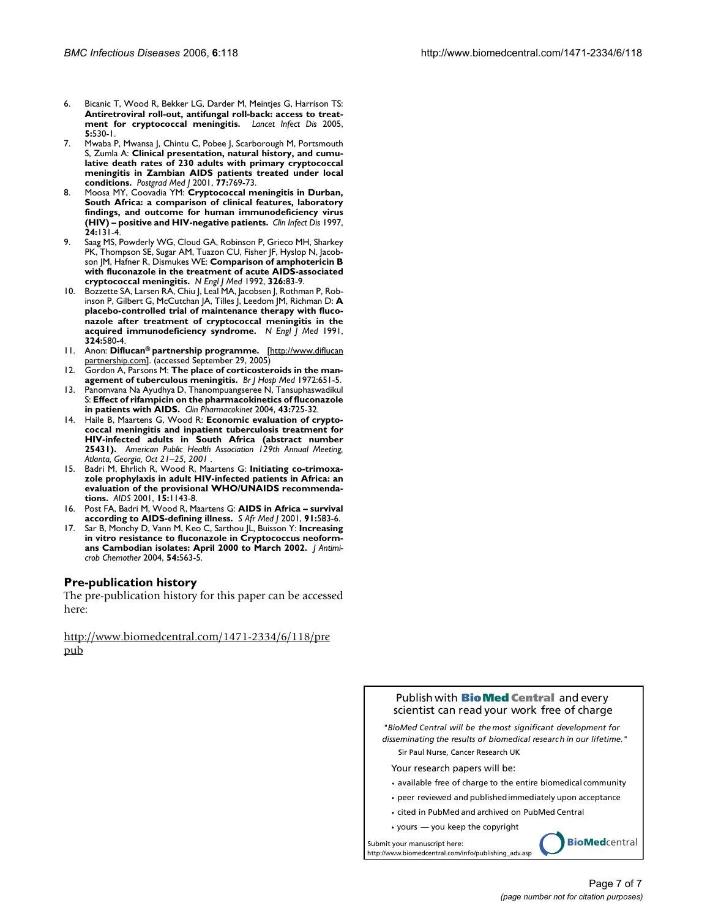6. Bicanic T, Wood R, Bekker LG, Darder M, Meintjes G, Harrison TS: **Antiretroviral roll-out, antifungal roll-back: access to treatment for cryptococcal meningitis.** *Lancet Infect Dis* 2005, **5:**530-1.
7. Mwaba P, Mwansa J, Chintu C, Pobee J, Scarborough M, Portsmouth S, Zumla A: **Clinical presentation, natural history, and cumulative death rates of 230 adults with primary cryptococcal meningitis in Zambian AIDS patients treated under local conditions.** *Postgrad Med J* 2001, **77:**769-73.
8. Moosa MY, Coovadia YM: **Cryptococcal meningitis in Durban, South Africa: a comparison of clinical features, laboratory findings, and outcome for human immunodeficiency virus (HIV) – positive and HIV-negative patients.** *Clin Infect Dis* 1997, **24:**131-4.
9. Saag MS, Powderly WG, Cloud GA, Robinson P, Grieco MH, Sharkey PK, Thompson SE, Sugar AM, Tuazon CU, Fisher JF, Hyslop N, Jacobson JM, Hafner R, Dismukes WE: **Comparison of amphotericin B with fluconazole in the treatment of acute AIDS-associated cryptococcal meningitis.** *N Engl J Med* 1992, **326:**83-9.
10. Bozzette SA, Larsen RA, Chiu J, Leal MA, Jacobsen J, Rothman P, Robinson P, Gilbert G, McCutchan JA, Tilles J, Leedom JM, Richman D: **A placebo-controlled trial of maintenance therapy with fluconazole after treatment of cryptococcal meningitis in the acquired immunodeficiency syndrome.** *N Engl J Med* 1991, **324:**580-4.
11. Anon: **Diflucan® partnership programme.** [http://www.diflucanpartnership.com]. (accessed September 29, 2005)
12. Gordon A, Parsons M: **The place of corticosteroids in the management of tuberculous meningitis.** *Br J Hosp Med* 1972:651-5.
13. Panomvana Na Ayudhya D, Thanompuangseree N, Tansuphaswadikul S: **Effect of rifampicin on the pharmacokinetics of fluconazole in patients with AIDS.** *Clin Pharmacokinet* 2004, **43:**725-32.
14. Haile B, Maartens G, Wood R: **Economic evaluation of cryptococcal meningitis and inpatient tuberculosis treatment for HIV-infected adults in South Africa (abstract number 25431).** *American Public Health Association 129th Annual Meeting, Atlanta, Georgia, Oct 21–25, 2001* .
15. Badri M, Ehrlich R, Wood R, Maartens G: **Initiating co-trimoxazole prophylaxis in adult HIV-infected patients in Africa: an evaluation of the provisional WHO/UNAIDS recommendations.** *AIDS* 2001, **15:**1143-8.
16. Post FA, Badri M, Wood R, Maartens G: **AIDS in Africa – survival according to AIDS-defining illness.** *S Afr Med J* 2001, **91:**583-6.
17. Sar B, Monchy D, Vann M, Keo C, Sarthou JL, Buisson Y: **Increasing in vitro resistance to fluconazole in Cryptococcus neoformans Cambodian isolates: April 2000 to March 2002.** *J Antimicrob Chemother* 2004, **54:**563-5.

## Pre-publication history

The pre-publication history for this paper can be accessed here:

http://www.biomedcentral.com/1471-2334/6/118/prepub

Publish with **BioMed Central** and every scientist can read your work free of charge

*"BioMed Central will be the most significant development for disseminating the results of biomedical research in our lifetime."*

Sir Paul Nurse, Cancer Research UK

Your research papers will be:

- available free of charge to the entire biomedical community
- peer reviewed and published immediately upon acceptance
- cited in PubMed and archived on PubMed Central
- yours — you keep the copyright

Submit your manuscript here:
http://www.biomedcentral.com/info/publishing_adv.asp

BioMedcentral